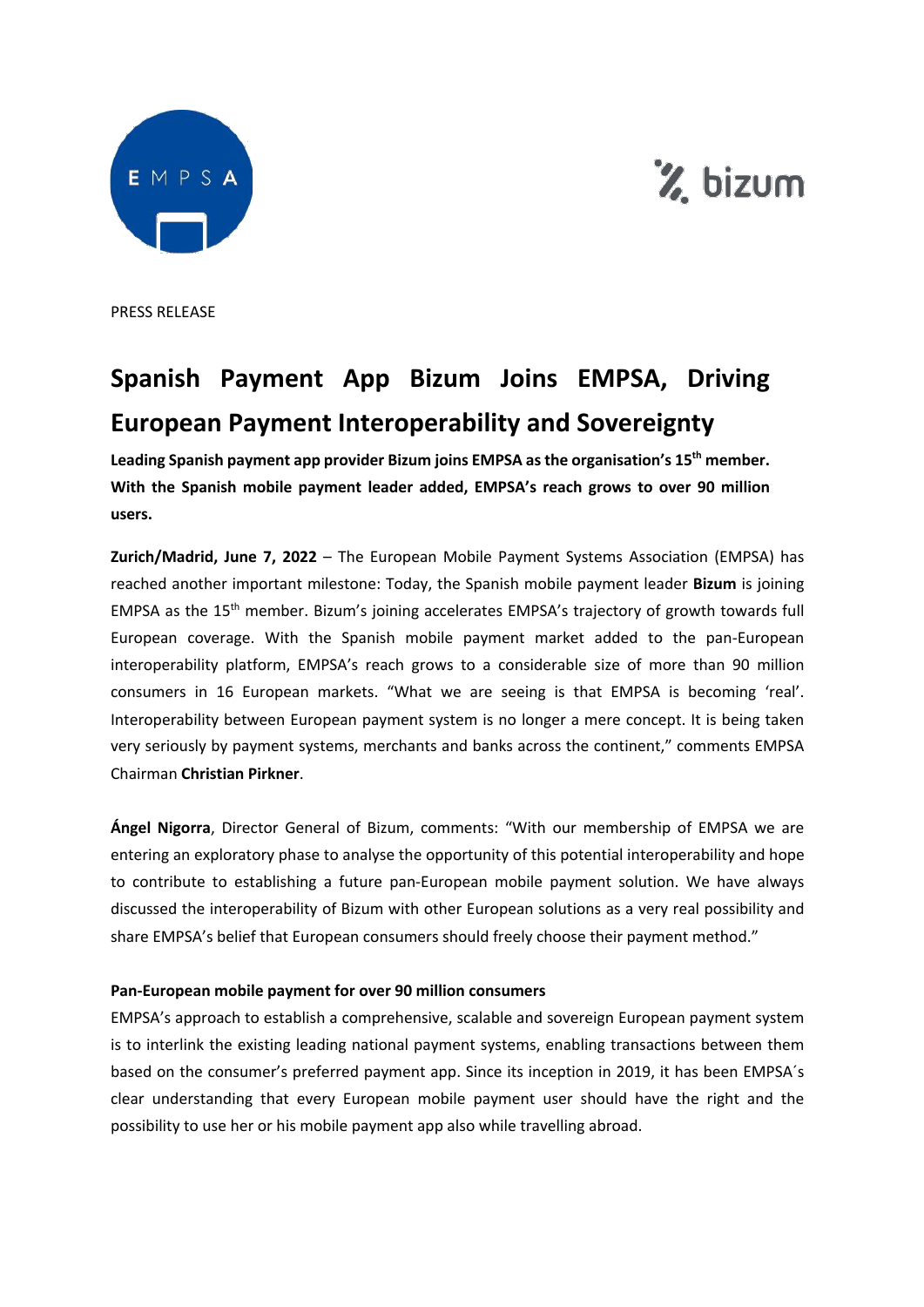PRESS RELEASE

# Spanish Payment App Bizum Joins EMPSA, Driving European Payment Interoperability and Sovereignty

**Leading Spanish payment app provider Bizum joins EMPSA as the organisation's 15th member. With the Spanish mobile payment leader added, EMPSA's reach grows to over 90 million users.**

**Zurich/Madrid, June 7, 2022** – The European Mobile Payment Systems Association (EMPSA) has reached another important milestone: Today, the Spanish mobile payment leader **Bizum** is joining EMPSA as the 15th member. Bizum's joining accelerates EMPSA's trajectory of growth towards full European coverage. With the Spanish mobile payment market added to the pan-European interoperability platform, EMPSA's reach grows to a considerable size of more than 90 million consumers in 16 European markets. "What we are seeing is that EMPSA is becoming 'real'. Interoperability between European payment system is no longer a mere concept. It is being taken very seriously by payment systems, merchants and banks across the continent," comments EMPSA Chairman **Christian Pirkner**.

**Ángel Nigorra**, Director General of Bizum, comments: "With our membership of EMPSA we are entering an exploratory phase to analyse the opportunity of this potential interoperability and hope to contribute to establishing a future pan-European mobile payment solution. We have always discussed the interoperability of Bizum with other European solutions as a very real possibility and share EMPSA's belief that European consumers should freely choose their payment method."

### Pan-European mobile payment for over 90 million consumers

EMPSA's approach to establish a comprehensive, scalable and sovereign European payment system is to interlink the existing leading national payment systems, enabling transactions between them based on the consumer's preferred payment app. Since its inception in 2019, it has been EMPSA´s clear understanding that every European mobile payment user should have the right and the possibility to use her or his mobile payment app also while travelling abroad.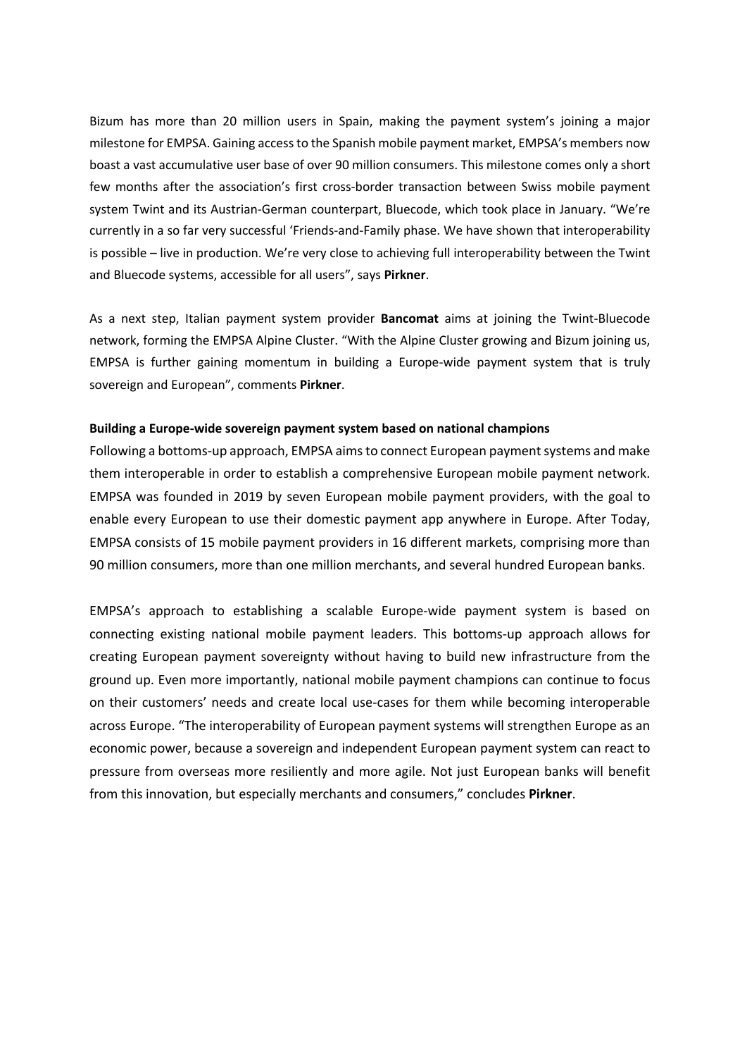Bizum has more than 20 million users in Spain, making the payment system's joining a major milestone for EMPSA. Gaining access to the Spanish mobile payment market, EMPSA's members now boast a vast accumulative user base of over 90 million consumers. This milestone comes only a short few months after the association's first cross-border transaction between Swiss mobile payment system Twint and its Austrian-German counterpart, Bluecode, which took place in January. "We're currently in a so far very successful 'Friends-and-Family phase. We have shown that interoperability is possible – live in production. We're very close to achieving full interoperability between the Twint and Bluecode systems, accessible for all users", says **Pirkner**.

As a next step, Italian payment system provider **Bancomat** aims at joining the Twint-Bluecode network, forming the EMPSA Alpine Cluster. "With the Alpine Cluster growing and Bizum joining us, EMPSA is further gaining momentum in building a Europe-wide payment system that is truly sovereign and European", comments **Pirkner**.

**Building a Europe-wide sovereign payment system based on national champions**

Following a bottoms-up approach, EMPSA aims to connect European payment systems and make them interoperable in order to establish a comprehensive European mobile payment network. EMPSA was founded in 2019 by seven European mobile payment providers, with the goal to enable every European to use their domestic payment app anywhere in Europe. After Today, EMPSA consists of 15 mobile payment providers in 16 different markets, comprising more than 90 million consumers, more than one million merchants, and several hundred European banks.

EMPSA's approach to establishing a scalable Europe-wide payment system is based on connecting existing national mobile payment leaders. This bottoms-up approach allows for creating European payment sovereignty without having to build new infrastructure from the ground up. Even more importantly, national mobile payment champions can continue to focus on their customers' needs and create local use-cases for them while becoming interoperable across Europe. "The interoperability of European payment systems will strengthen Europe as an economic power, because a sovereign and independent European payment system can react to pressure from overseas more resiliently and more agile. Not just European banks will benefit from this innovation, but especially merchants and consumers," concludes **Pirkner**.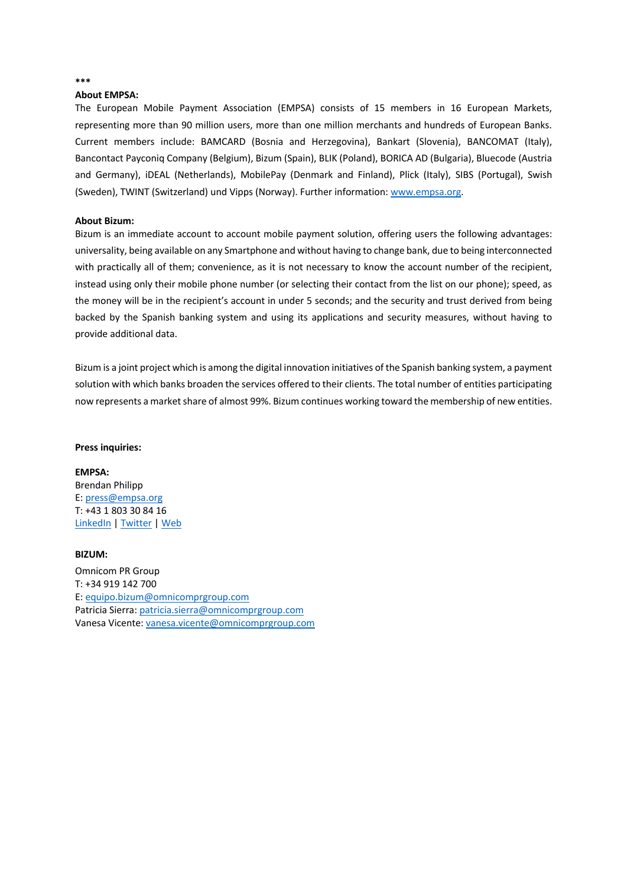***

**About EMPSA:**

The European Mobile Payment Association (EMPSA) consists of 15 members in 16 European Markets, representing more than 90 million users, more than one million merchants and hundreds of European Banks. Current members include: BAMCARD (Bosnia and Herzegovina), Bankart (Slovenia), BANCOMAT (Italy), Bancontact Payconiq Company (Belgium), Bizum (Spain), BLIK (Poland), BORICA AD (Bulgaria), Bluecode (Austria and Germany), iDEAL (Netherlands), MobilePay (Denmark and Finland), Plick (Italy), SIBS (Portugal), Swish (Sweden), TWINT (Switzerland) und Vipps (Norway). Further information: [www.empsa.org](www.empsa.org).

**About Bizum:**

Bizum is an immediate account to account mobile payment solution, offering users the following advantages: universality, being available on any Smartphone and without having to change bank, due to being interconnected with practically all of them; convenience, as it is not necessary to know the account number of the recipient, instead using only their mobile phone number (or selecting their contact from the list on our phone); speed, as the money will be in the recipient's account in under 5 seconds; and the security and trust derived from being backed by the Spanish banking system and using its applications and security measures, without having to provide additional data.

Bizum is a joint project which is among the digital innovation initiatives of the Spanish banking system, a payment solution with which banks broaden the services offered to their clients. The total number of entities participating now represents a market share of almost 99%. Bizum continues working toward the membership of new entities.

**Press inquiries:**

**EMPSA:**
Brendan Philipp
E: press@empsa.org
T: +43 1 803 30 84 16
LinkedIn | Twitter | Web

**BIZUM:**
Omnicom PR Group
T: +34 919 142 700
E: equipo.bizum@omnicomprgroup.com
Patricia Sierra: patricia.sierra@omnicomprgroup.com
Vanesa Vicente: vanesa.vicente@omnicomprgroup.com